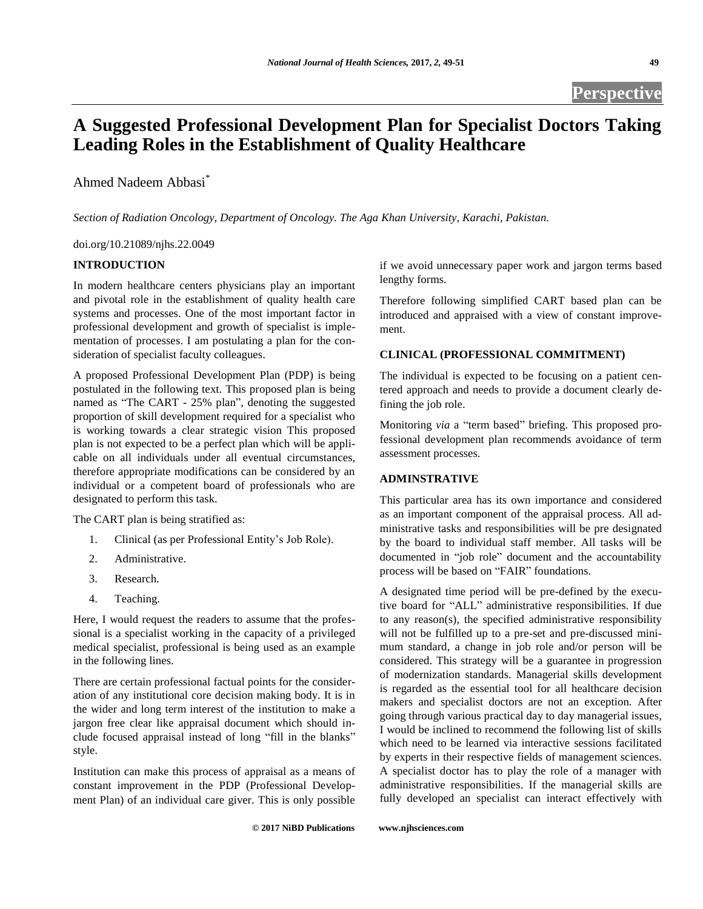Perspective

# A Suggested Professional Development Plan for Specialist Doctors Taking Leading Roles in the Establishment of Quality Healthcare

Ahmed Nadeem Abbasi*

*Section of Radiation Oncology, Department of Oncology. The Aga Khan University, Karachi, Pakistan.*

doi.org/10.21089/njhs.22.0049

## INTRODUCTION

In modern healthcare centers physicians play an important and pivotal role in the establishment of quality health care systems and processes. One of the most important factor in professional development and growth of specialist is implementation of processes. I am postulating a plan for the consideration of specialist faculty colleagues.

A proposed Professional Development Plan (PDP) is being postulated in the following text. This proposed plan is being named as "The CART - 25% plan", denoting the suggested proportion of skill development required for a specialist who is working towards a clear strategic vision This proposed plan is not expected to be a perfect plan which will be applicable on all individuals under all eventual circumstances, therefore appropriate modifications can be considered by an individual or a competent board of professionals who are designated to perform this task.

The CART plan is being stratified as:

1. Clinical (as per Professional Entity's Job Role).
2. Administrative.
3. Research.
4. Teaching.

Here, I would request the readers to assume that the professional is a specialist working in the capacity of a privileged medical specialist, professional is being used as an example in the following lines.

There are certain professional factual points for the consideration of any institutional core decision making body. It is in the wider and long term interest of the institution to make a jargon free clear like appraisal document which should include focused appraisal instead of long "fill in the blanks" style.

Institution can make this process of appraisal as a means of constant improvement in the PDP (Professional Development Plan) of an individual care giver. This is only possible if we avoid unnecessary paper work and jargon terms based lengthy forms.

Therefore following simplified CART based plan can be introduced and appraised with a view of constant improvement.

## CLINICAL (PROFESSIONAL COMMITMENT)

The individual is expected to be focusing on a patient centered approach and needs to provide a document clearly defining the job role.

Monitoring *via* a "term based" briefing. This proposed professional development plan recommends avoidance of term assessment processes.

## ADMINSTRATIVE

This particular area has its own importance and considered as an important component of the appraisal process. All administrative tasks and responsibilities will be pre designated by the board to individual staff member. All tasks will be documented in "job role" document and the accountability process will be based on "FAIR" foundations.

A designated time period will be pre-defined by the executive board for "ALL" administrative responsibilities. If due to any reason(s), the specified administrative responsibility will not be fulfilled up to a pre-set and pre-discussed minimum standard, a change in job role and/or person will be considered. This strategy will be a guarantee in progression of modernization standards. Managerial skills development is regarded as the essential tool for all healthcare decision makers and specialist doctors are not an exception. After going through various practical day to day managerial issues, I would be inclined to recommend the following list of skills which need to be learned via interactive sessions facilitated by experts in their respective fields of management sciences. A specialist doctor has to play the role of a manager with administrative responsibilities. If the managerial skills are fully developed an specialist can interact effectively with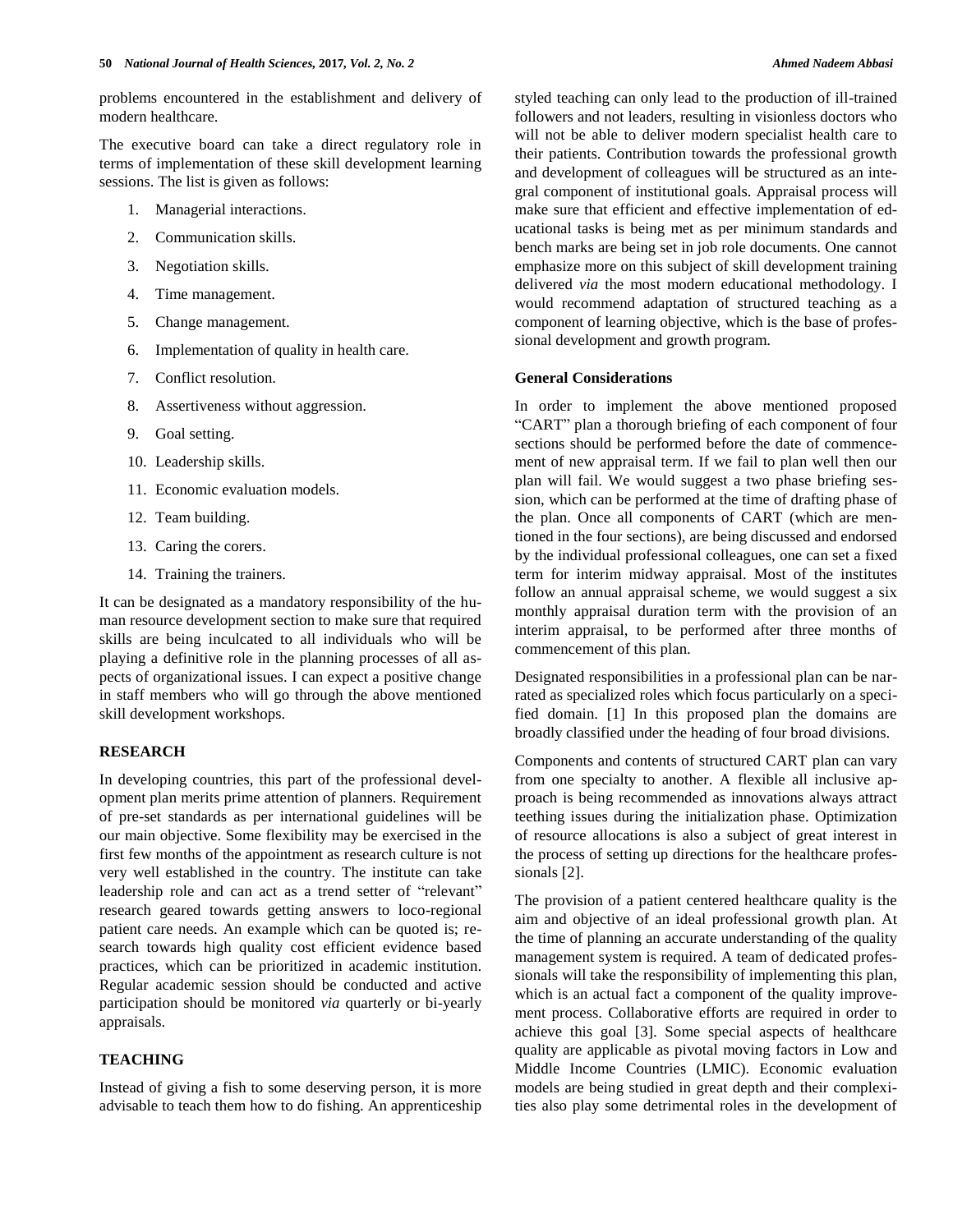problems encountered in the establishment and delivery of modern healthcare.

The executive board can take a direct regulatory role in terms of implementation of these skill development learning sessions. The list is given as follows:

1. Managerial interactions.
2. Communication skills.
3. Negotiation skills.
4. Time management.
5. Change management.
6. Implementation of quality in health care.
7. Conflict resolution.
8. Assertiveness without aggression.
9. Goal setting.
10. Leadership skills.
11. Economic evaluation models.
12. Team building.
13. Caring the corers.
14. Training the trainers.

It can be designated as a mandatory responsibility of the human resource development section to make sure that required skills are being inculcated to all individuals who will be playing a definitive role in the planning processes of all aspects of organizational issues. I can expect a positive change in staff members who will go through the above mentioned skill development workshops.

## RESEARCH

In developing countries, this part of the professional development plan merits prime attention of planners. Requirement of pre-set standards as per international guidelines will be our main objective. Some flexibility may be exercised in the first few months of the appointment as research culture is not very well established in the country. The institute can take leadership role and can act as a trend setter of "relevant" research geared towards getting answers to loco-regional patient care needs. An example which can be quoted is; research towards high quality cost efficient evidence based practices, which can be prioritized in academic institution. Regular academic session should be conducted and active participation should be monitored *via* quarterly or bi-yearly appraisals.

## TEACHING

Instead of giving a fish to some deserving person, it is more advisable to teach them how to do fishing. An apprenticeship styled teaching can only lead to the production of ill-trained followers and not leaders, resulting in visionless doctors who will not be able to deliver modern specialist health care to their patients. Contribution towards the professional growth and development of colleagues will be structured as an integral component of institutional goals. Appraisal process will make sure that efficient and effective implementation of educational tasks is being met as per minimum standards and bench marks are being set in job role documents. One cannot emphasize more on this subject of skill development training delivered *via* the most modern educational methodology. I would recommend adaptation of structured teaching as a component of learning objective, which is the base of professional development and growth program.

### General Considerations

In order to implement the above mentioned proposed "CART" plan a thorough briefing of each component of four sections should be performed before the date of commencement of new appraisal term. If we fail to plan well then our plan will fail. We would suggest a two phase briefing session, which can be performed at the time of drafting phase of the plan. Once all components of CART (which are mentioned in the four sections), are being discussed and endorsed by the individual professional colleagues, one can set a fixed term for interim midway appraisal. Most of the institutes follow an annual appraisal scheme, we would suggest a six monthly appraisal duration term with the provision of an interim appraisal, to be performed after three months of commencement of this plan.

Designated responsibilities in a professional plan can be narrated as specialized roles which focus particularly on a specified domain. [1] In this proposed plan the domains are broadly classified under the heading of four broad divisions.

Components and contents of structured CART plan can vary from one specialty to another. A flexible all inclusive approach is being recommended as innovations always attract teething issues during the initialization phase. Optimization of resource allocations is also a subject of great interest in the process of setting up directions for the healthcare professionals [2].

The provision of a patient centered healthcare quality is the aim and objective of an ideal professional growth plan. At the time of planning an accurate understanding of the quality management system is required. A team of dedicated professionals will take the responsibility of implementing this plan, which is an actual fact a component of the quality improvement process. Collaborative efforts are required in order to achieve this goal [3]. Some special aspects of healthcare quality are applicable as pivotal moving factors in Low and Middle Income Countries (LMIC). Economic evaluation models are being studied in great depth and their complexities also play some detrimental roles in the development of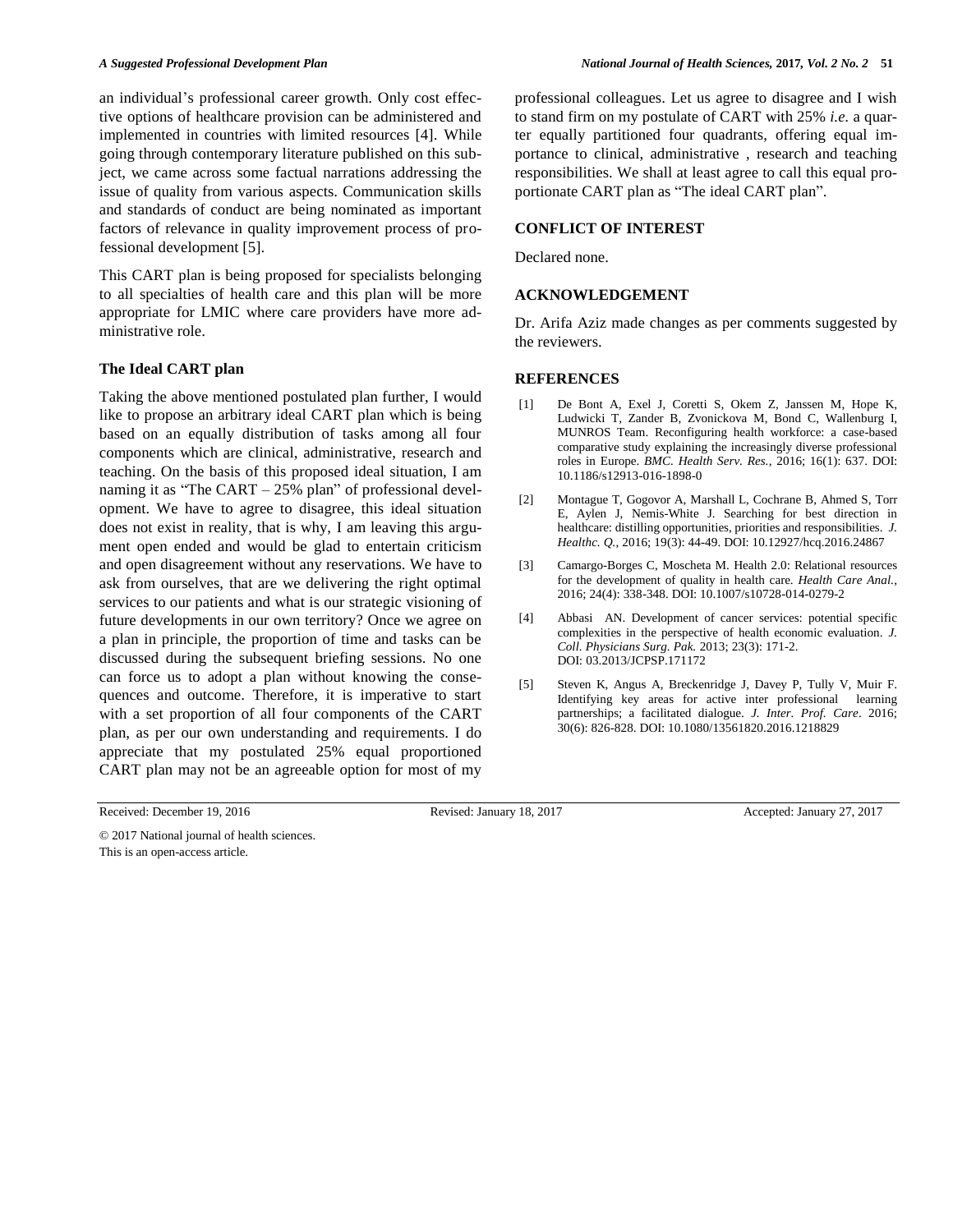an individual's professional career growth. Only cost effective options of healthcare provision can be administered and implemented in countries with limited resources [4]. While going through contemporary literature published on this subject, we came across some factual narrations addressing the issue of quality from various aspects. Communication skills and standards of conduct are being nominated as important factors of relevance in quality improvement process of professional development [5].

This CART plan is being proposed for specialists belonging to all specialties of health care and this plan will be more appropriate for LMIC where care providers have more administrative role.

### The Ideal CART plan

Taking the above mentioned postulated plan further, I would like to propose an arbitrary ideal CART plan which is being based on an equally distribution of tasks among all four components which are clinical, administrative, research and teaching. On the basis of this proposed ideal situation, I am naming it as "The CART – 25% plan" of professional development. We have to agree to disagree, this ideal situation does not exist in reality, that is why, I am leaving this argument open ended and would be glad to entertain criticism and open disagreement without any reservations. We have to ask from ourselves, that are we delivering the right optimal services to our patients and what is our strategic visioning of future developments in our own territory? Once we agree on a plan in principle, the proportion of time and tasks can be discussed during the subsequent briefing sessions. No one can force us to adopt a plan without knowing the consequences and outcome. Therefore, it is imperative to start with a set proportion of all four components of the CART plan, as per our own understanding and requirements. I do appreciate that my postulated 25% equal proportioned CART plan may not be an agreeable option for most of my professional colleagues. Let us agree to disagree and I wish to stand firm on my postulate of CART with 25% *i.e.* a quarter equally partitioned four quadrants, offering equal importance to clinical, administrative , research and teaching responsibilities. We shall at least agree to call this equal proportionate CART plan as "The ideal CART plan".

## CONFLICT OF INTEREST

Declared none.

## ACKNOWLEDGEMENT

Dr. Arifa Aziz made changes as per comments suggested by the reviewers.

## REFERENCES

[1] De Bont A, Exel J, Coretti S, Okem Z, Janssen M, Hope K, Ludwicki T, Zander B, Zvonickova M, Bond C, Wallenburg I, MUNROS Team. Reconfiguring health workforce: a case-based comparative study explaining the increasingly diverse professional roles in Europe. *BMC. Health Serv. Res.*, 2016; 16(1): 637. DOI: 10.1186/s12913-016-1898-0

[2] Montague T, Gogovor A, Marshall L, Cochrane B, Ahmed S, Torr E, Aylen J, Nemis-White J. Searching for best direction in healthcare: distilling opportunities, priorities and responsibilities. *J. Healthc. Q.*, 2016; 19(3): 44-49. DOI: 10.12927/hcq.2016.24867

[3] Camargo-Borges C, Moscheta M. Health 2.0: Relational resources for the development of quality in health care. *Health Care Anal.*, 2016; 24(4): 338-348. DOI: 10.1007/s10728-014-0279-2

[4] Abbasi AN. Development of cancer services: potential specific complexities in the perspective of health economic evaluation. *J. Coll. Physicians Surg. Pak.* 2013; 23(3): 171-2. DOI: 03.2013/JCPSP.171172

[5] Steven K, Angus A, Breckenridge J, Davey P, Tully V, Muir F. Identifying key areas for active inter professional learning partnerships; a facilitated dialogue. *J. Inter. Prof. Care*. 2016; 30(6): 826-828. DOI: 10.1080/13561820.2016.1218829

Received: December 19, 2016 Revised: January 18, 2017 Accepted: January 27, 2017

© 2017 National journal of health sciences.
This is an open-access article.